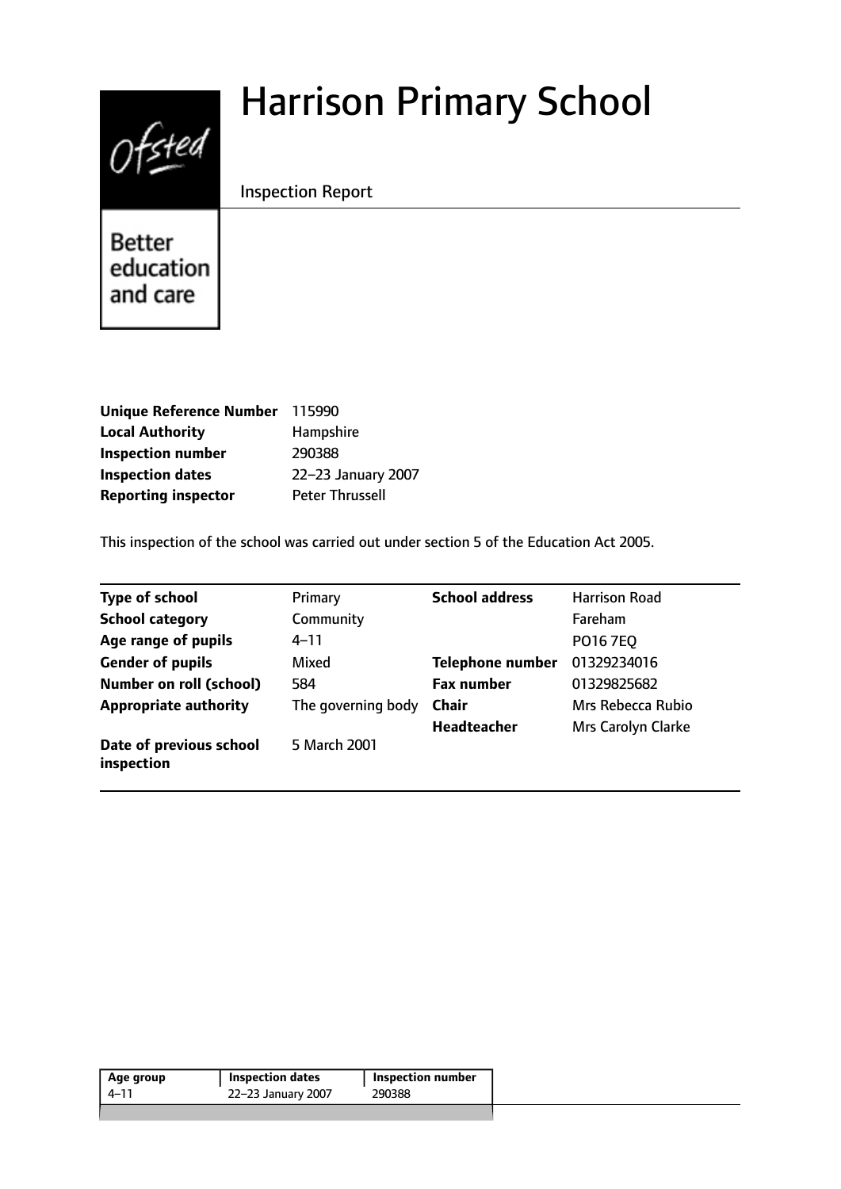# Harrison Primary School

Inspection Report

Better education and care

| | |
|---|---|
| **Unique Reference Number** | 115990 |
| **Local Authority** | Hampshire |
| **Inspection number** | 290388 |
| **Inspection dates** | 22–23 January 2007 |
| **Reporting inspector** | Peter Thrussell |

This inspection of the school was carried out under section 5 of the Education Act 2005.

| | | | |
|---|---|---|---|
| **Type of school** | Primary | **School address** | Harrison Road |
| **School category** | Community | | Fareham |
| **Age range of pupils** | 4–11 | | PO16 7EQ |
| **Gender of pupils** | Mixed | **Telephone number** | 01329234016 |
| **Number on roll (school)** | 584 | **Fax number** | 01329825682 |
| **Appropriate authority** | The governing body | **Chair** | Mrs Rebecca Rubio |
| | | **Headteacher** | Mrs Carolyn Clarke |
| **Date of previous school inspection** | 5 March 2001 | | |

| Age group | Inspection dates | Inspection number |
|---|---|---|
| 4–11 | 22–23 January 2007 | 290388 |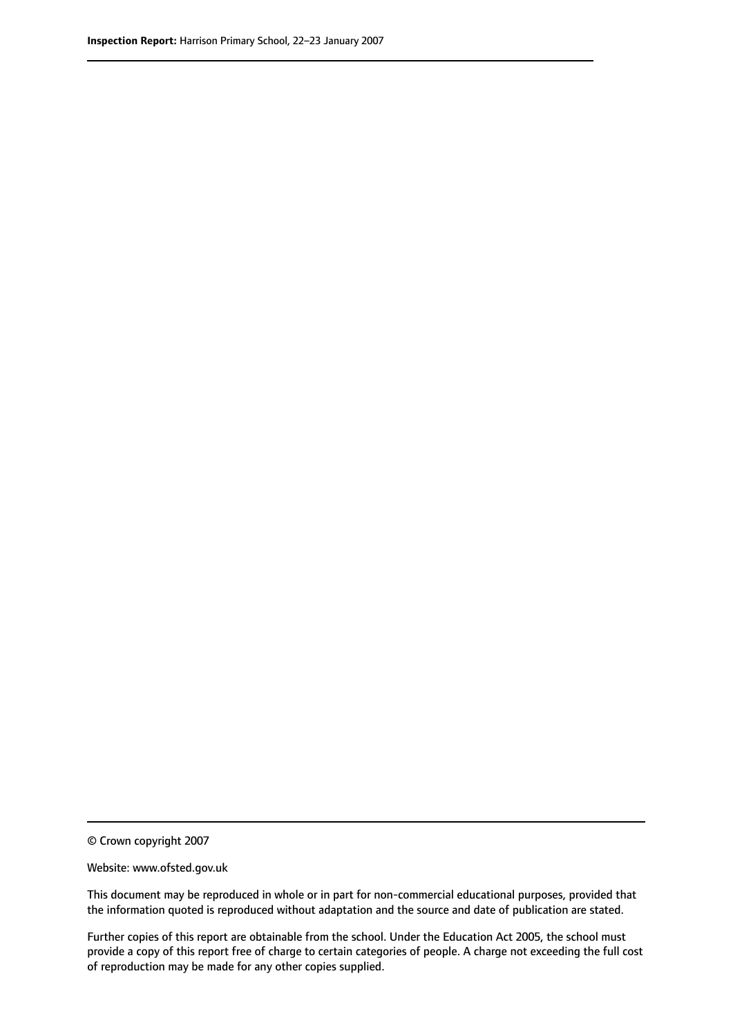© Crown copyright 2007

Website: www.ofsted.gov.uk

This document may be reproduced in whole or in part for non-commercial educational purposes, provided that the information quoted is reproduced without adaptation and the source and date of publication are stated.

Further copies of this report are obtainable from the school. Under the Education Act 2005, the school must provide a copy of this report free of charge to certain categories of people. A charge not exceeding the full cost of reproduction may be made for any other copies supplied.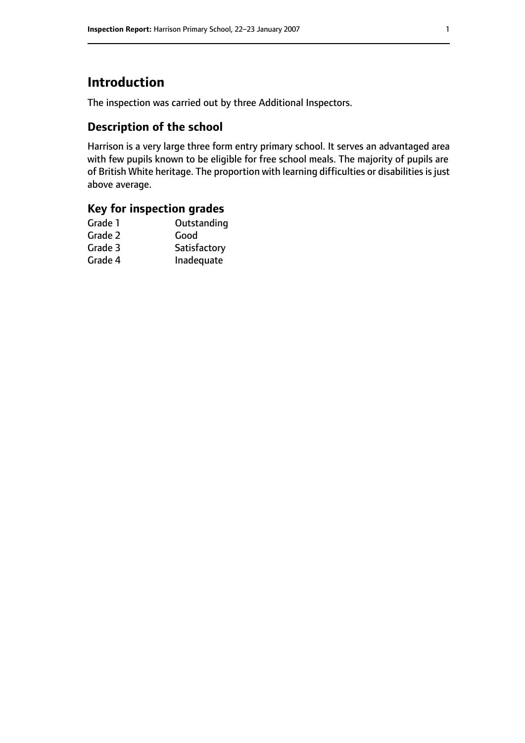# Introduction

The inspection was carried out by three Additional Inspectors.

## Description of the school

Harrison is a very large three form entry primary school. It serves an advantaged area with few pupils known to be eligible for free school meals. The majority of pupils are of British White heritage. The proportion with learning difficulties or disabilities is just above average.

## Key for inspection grades

| | |
|---|---|
| Grade 1 | Outstanding |
| Grade 2 | Good |
| Grade 3 | Satisfactory |
| Grade 4 | Inadequate |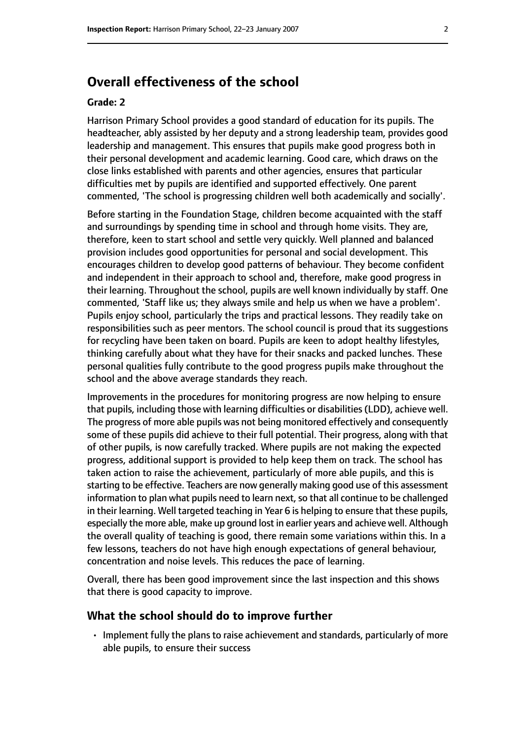## Overall effectiveness of the school

**Grade: 2**

Harrison Primary School provides a good standard of education for its pupils. The headteacher, ably assisted by her deputy and a strong leadership team, provides good leadership and management. This ensures that pupils make good progress both in their personal development and academic learning. Good care, which draws on the close links established with parents and other agencies, ensures that particular difficulties met by pupils are identified and supported effectively. One parent commented, 'The school is progressing children well both academically and socially'.

Before starting in the Foundation Stage, children become acquainted with the staff and surroundings by spending time in school and through home visits. They are, therefore, keen to start school and settle very quickly. Well planned and balanced provision includes good opportunities for personal and social development. This encourages children to develop good patterns of behaviour. They become confident and independent in their approach to school and, therefore, make good progress in their learning. Throughout the school, pupils are well known individually by staff. One commented, 'Staff like us; they always smile and help us when we have a problem'. Pupils enjoy school, particularly the trips and practical lessons. They readily take on responsibilities such as peer mentors. The school council is proud that its suggestions for recycling have been taken on board. Pupils are keen to adopt healthy lifestyles, thinking carefully about what they have for their snacks and packed lunches. These personal qualities fully contribute to the good progress pupils make throughout the school and the above average standards they reach.

Improvements in the procedures for monitoring progress are now helping to ensure that pupils, including those with learning difficulties or disabilities (LDD), achieve well. The progress of more able pupils was not being monitored effectively and consequently some of these pupils did achieve to their full potential. Their progress, along with that of other pupils, is now carefully tracked. Where pupils are not making the expected progress, additional support is provided to help keep them on track. The school has taken action to raise the achievement, particularly of more able pupils, and this is starting to be effective. Teachers are now generally making good use of this assessment information to plan what pupils need to learn next, so that all continue to be challenged in their learning. Well targeted teaching in Year 6 is helping to ensure that these pupils, especially the more able, make up ground lost in earlier years and achieve well. Although the overall quality of teaching is good, there remain some variations within this. In a few lessons, teachers do not have high enough expectations of general behaviour, concentration and noise levels. This reduces the pace of learning.

Overall, there has been good improvement since the last inspection and this shows that there is good capacity to improve.

### What the school should do to improve further

- Implement fully the plans to raise achievement and standards, particularly of more able pupils, to ensure their success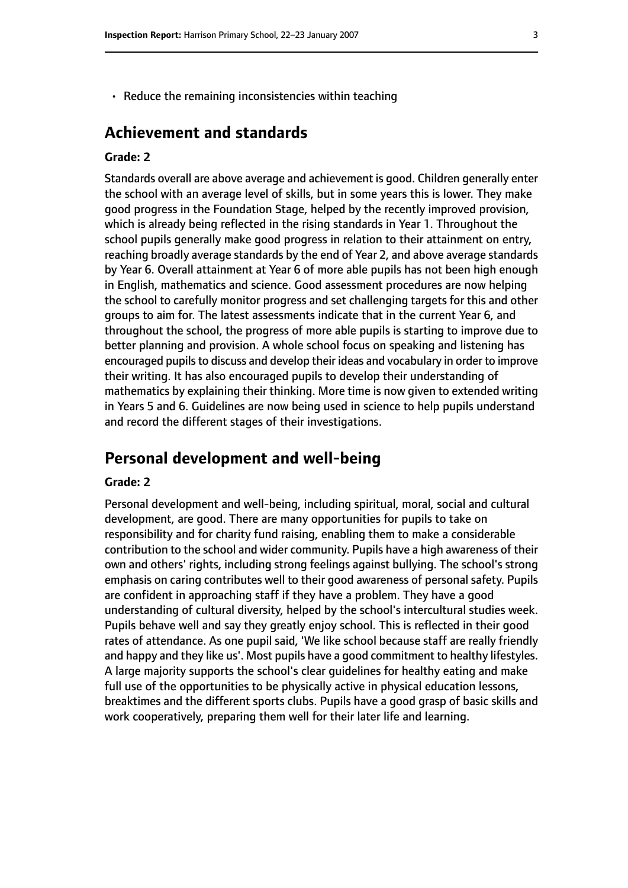- Reduce the remaining inconsistencies within teaching

## Achievement and standards

**Grade: 2**

Standards overall are above average and achievement is good. Children generally enter the school with an average level of skills, but in some years this is lower. They make good progress in the Foundation Stage, helped by the recently improved provision, which is already being reflected in the rising standards in Year 1. Throughout the school pupils generally make good progress in relation to their attainment on entry, reaching broadly average standards by the end of Year 2, and above average standards by Year 6. Overall attainment at Year 6 of more able pupils has not been high enough in English, mathematics and science. Good assessment procedures are now helping the school to carefully monitor progress and set challenging targets for this and other groups to aim for. The latest assessments indicate that in the current Year 6, and throughout the school, the progress of more able pupils is starting to improve due to better planning and provision. A whole school focus on speaking and listening has encouraged pupils to discuss and develop their ideas and vocabulary in order to improve their writing. It has also encouraged pupils to develop their understanding of mathematics by explaining their thinking. More time is now given to extended writing in Years 5 and 6. Guidelines are now being used in science to help pupils understand and record the different stages of their investigations.

## Personal development and well-being

**Grade: 2**

Personal development and well-being, including spiritual, moral, social and cultural development, are good. There are many opportunities for pupils to take on responsibility and for charity fund raising, enabling them to make a considerable contribution to the school and wider community. Pupils have a high awareness of their own and others' rights, including strong feelings against bullying. The school's strong emphasis on caring contributes well to their good awareness of personal safety. Pupils are confident in approaching staff if they have a problem. They have a good understanding of cultural diversity, helped by the school's intercultural studies week. Pupils behave well and say they greatly enjoy school. This is reflected in their good rates of attendance. As one pupil said, 'We like school because staff are really friendly and happy and they like us'. Most pupils have a good commitment to healthy lifestyles. A large majority supports the school's clear guidelines for healthy eating and make full use of the opportunities to be physically active in physical education lessons, breaktimes and the different sports clubs. Pupils have a good grasp of basic skills and work cooperatively, preparing them well for their later life and learning.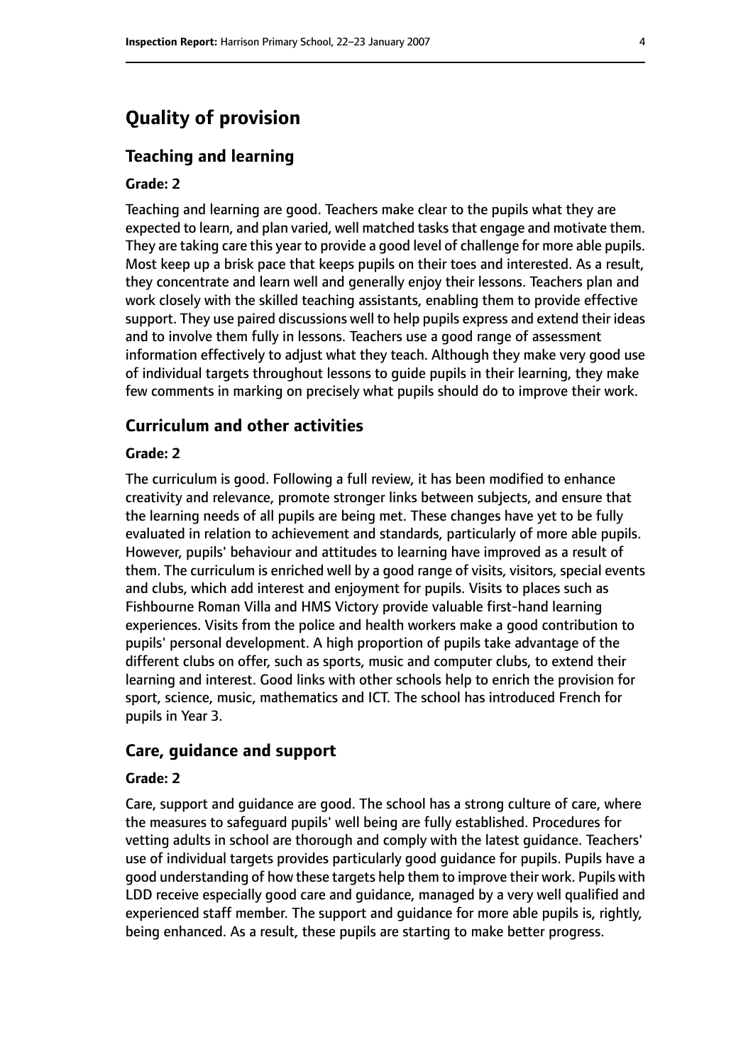# Quality of provision

## Teaching and learning

### Grade: 2

Teaching and learning are good. Teachers make clear to the pupils what they are expected to learn, and plan varied, well matched tasks that engage and motivate them. They are taking care this year to provide a good level of challenge for more able pupils. Most keep up a brisk pace that keeps pupils on their toes and interested. As a result, they concentrate and learn well and generally enjoy their lessons. Teachers plan and work closely with the skilled teaching assistants, enabling them to provide effective support. They use paired discussions well to help pupils express and extend their ideas and to involve them fully in lessons. Teachers use a good range of assessment information effectively to adjust what they teach. Although they make very good use of individual targets throughout lessons to guide pupils in their learning, they make few comments in marking on precisely what pupils should do to improve their work.

## Curriculum and other activities

### Grade: 2

The curriculum is good. Following a full review, it has been modified to enhance creativity and relevance, promote stronger links between subjects, and ensure that the learning needs of all pupils are being met. These changes have yet to be fully evaluated in relation to achievement and standards, particularly of more able pupils. However, pupils' behaviour and attitudes to learning have improved as a result of them. The curriculum is enriched well by a good range of visits, visitors, special events and clubs, which add interest and enjoyment for pupils. Visits to places such as Fishbourne Roman Villa and HMS Victory provide valuable first-hand learning experiences. Visits from the police and health workers make a good contribution to pupils' personal development. A high proportion of pupils take advantage of the different clubs on offer, such as sports, music and computer clubs, to extend their learning and interest. Good links with other schools help to enrich the provision for sport, science, music, mathematics and ICT. The school has introduced French for pupils in Year 3.

## Care, guidance and support

### Grade: 2

Care, support and guidance are good. The school has a strong culture of care, where the measures to safeguard pupils' well being are fully established. Procedures for vetting adults in school are thorough and comply with the latest guidance. Teachers' use of individual targets provides particularly good guidance for pupils. Pupils have a good understanding of how these targets help them to improve their work. Pupils with LDD receive especially good care and guidance, managed by a very well qualified and experienced staff member. The support and guidance for more able pupils is, rightly, being enhanced. As a result, these pupils are starting to make better progress.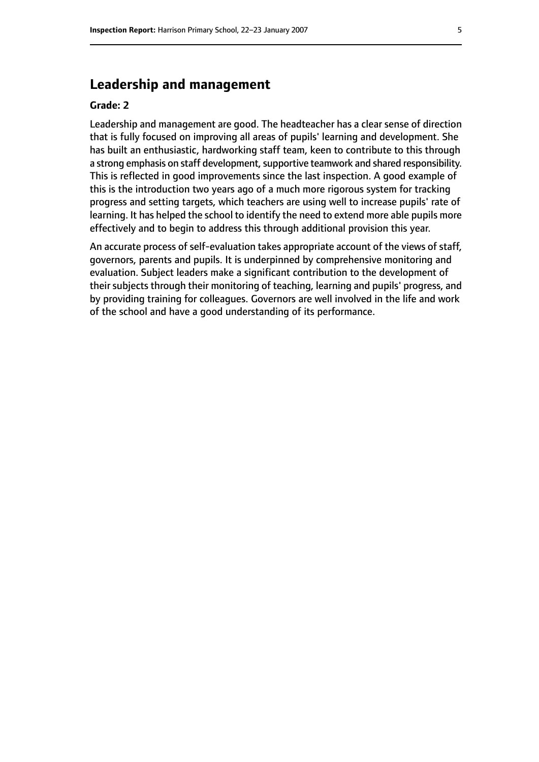## Leadership and management

**Grade: 2**

Leadership and management are good. The headteacher has a clear sense of direction that is fully focused on improving all areas of pupils' learning and development. She has built an enthusiastic, hardworking staff team, keen to contribute to this through a strong emphasis on staff development, supportive teamwork and shared responsibility. This is reflected in good improvements since the last inspection. A good example of this is the introduction two years ago of a much more rigorous system for tracking progress and setting targets, which teachers are using well to increase pupils' rate of learning. It has helped the school to identify the need to extend more able pupils more effectively and to begin to address this through additional provision this year.

An accurate process of self-evaluation takes appropriate account of the views of staff, governors, parents and pupils. It is underpinned by comprehensive monitoring and evaluation. Subject leaders make a significant contribution to the development of their subjects through their monitoring of teaching, learning and pupils' progress, and by providing training for colleagues. Governors are well involved in the life and work of the school and have a good understanding of its performance.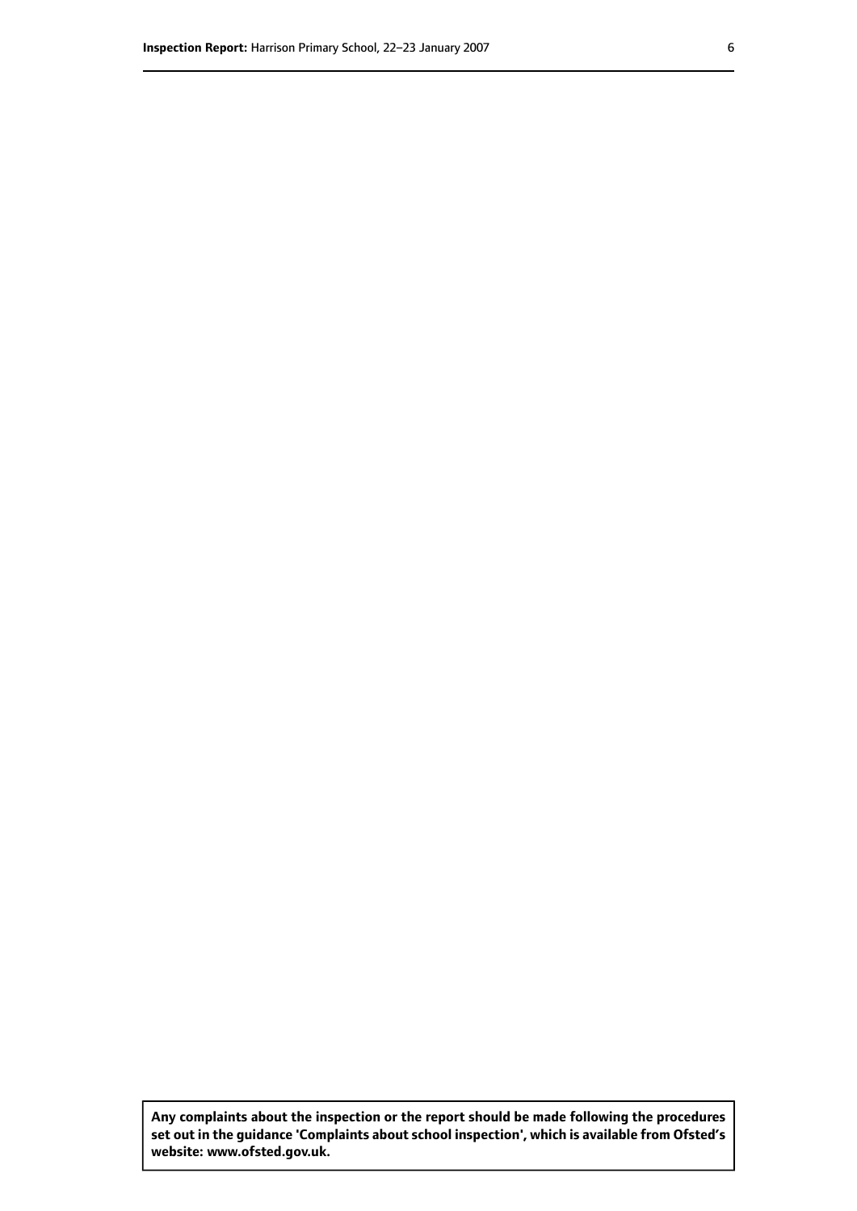**Any complaints about the inspection or the report should be made following the procedures set out in the guidance 'Complaints about school inspection', which is available from Ofsted's website: www.ofsted.gov.uk.**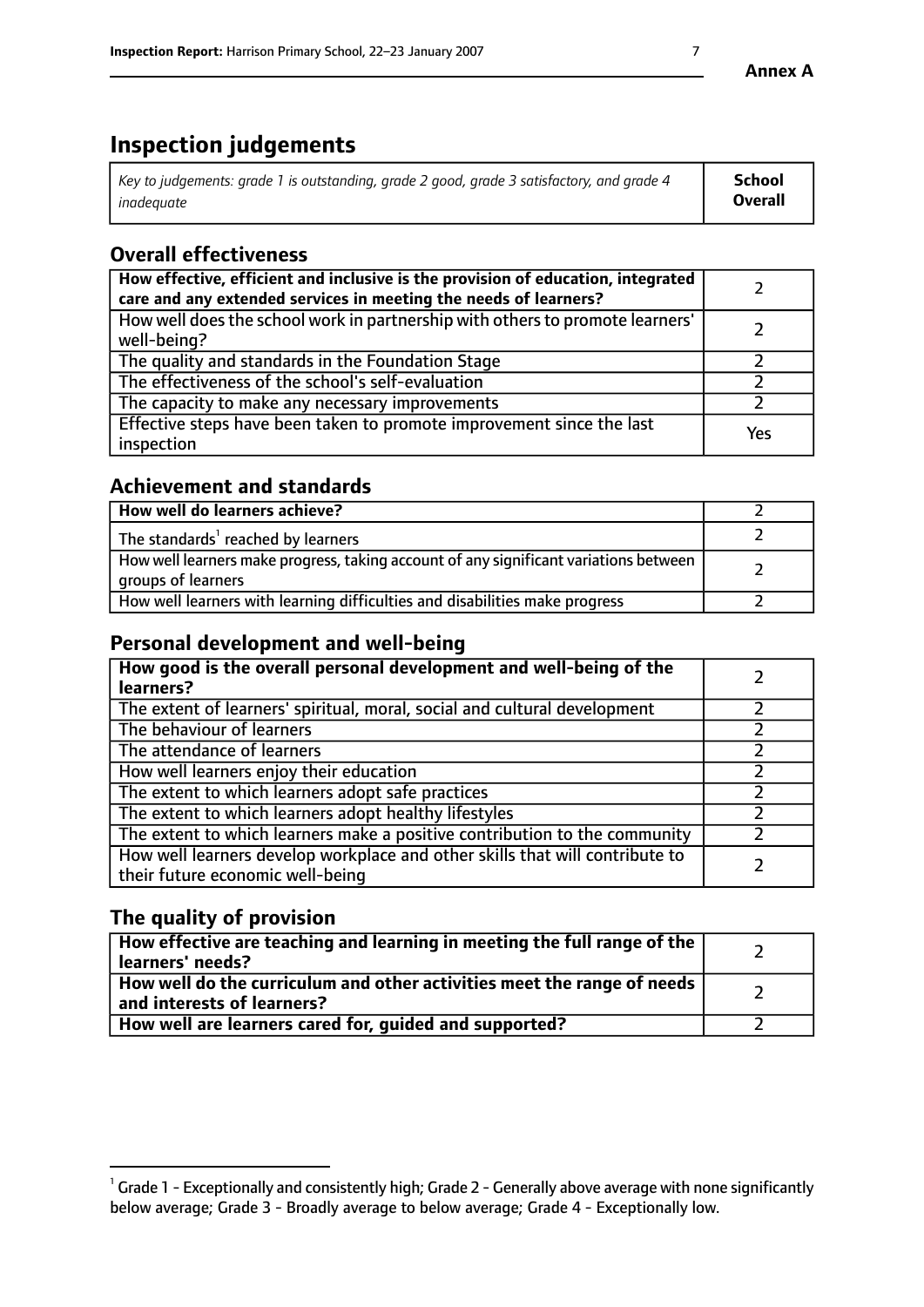**Annex A**

# Inspection judgements

| *Key to judgements: grade 1 is outstanding, grade 2 good, grade 3 satisfactory, and grade 4 inadequate* | **School Overall** |
|---|---|

## Overall effectiveness

| | |
|---|---|
| **How effective, efficient and inclusive is the provision of education, integrated care and any extended services in meeting the needs of learners?** | 2 |
| How well does the school work in partnership with others to promote learners' well-being? | 2 |
| The quality and standards in the Foundation Stage | 2 |
| The effectiveness of the school's self-evaluation | 2 |
| The capacity to make any necessary improvements | 2 |
| Effective steps have been taken to promote improvement since the last inspection | Yes |

## Achievement and standards

| | |
|---|---|
| **How well do learners achieve?** | 2 |
| The standards[1] reached by learners | 2 |
| How well learners make progress, taking account of any significant variations between groups of learners | 2 |
| How well learners with learning difficulties and disabilities make progress | 2 |

## Personal development and well-being

| | |
|---|---|
| **How good is the overall personal development and well-being of the learners?** | 2 |
| The extent of learners' spiritual, moral, social and cultural development | 2 |
| The behaviour of learners | 2 |
| The attendance of learners | 2 |
| How well learners enjoy their education | 2 |
| The extent to which learners adopt safe practices | 2 |
| The extent to which learners adopt healthy lifestyles | 2 |
| The extent to which learners make a positive contribution to the community | 2 |
| How well learners develop workplace and other skills that will contribute to their future economic well-being | 2 |

## The quality of provision

| | |
|---|---|
| **How effective are teaching and learning in meeting the full range of the learners' needs?** | 2 |
| **How well do the curriculum and other activities meet the range of needs and interests of learners?** | 2 |
| **How well are learners cared for, guided and supported?** | 2 |

[1] Grade 1 - Exceptionally and consistently high; Grade 2 - Generally above average with none significantly below average; Grade 3 - Broadly average to below average; Grade 4 - Exceptionally low.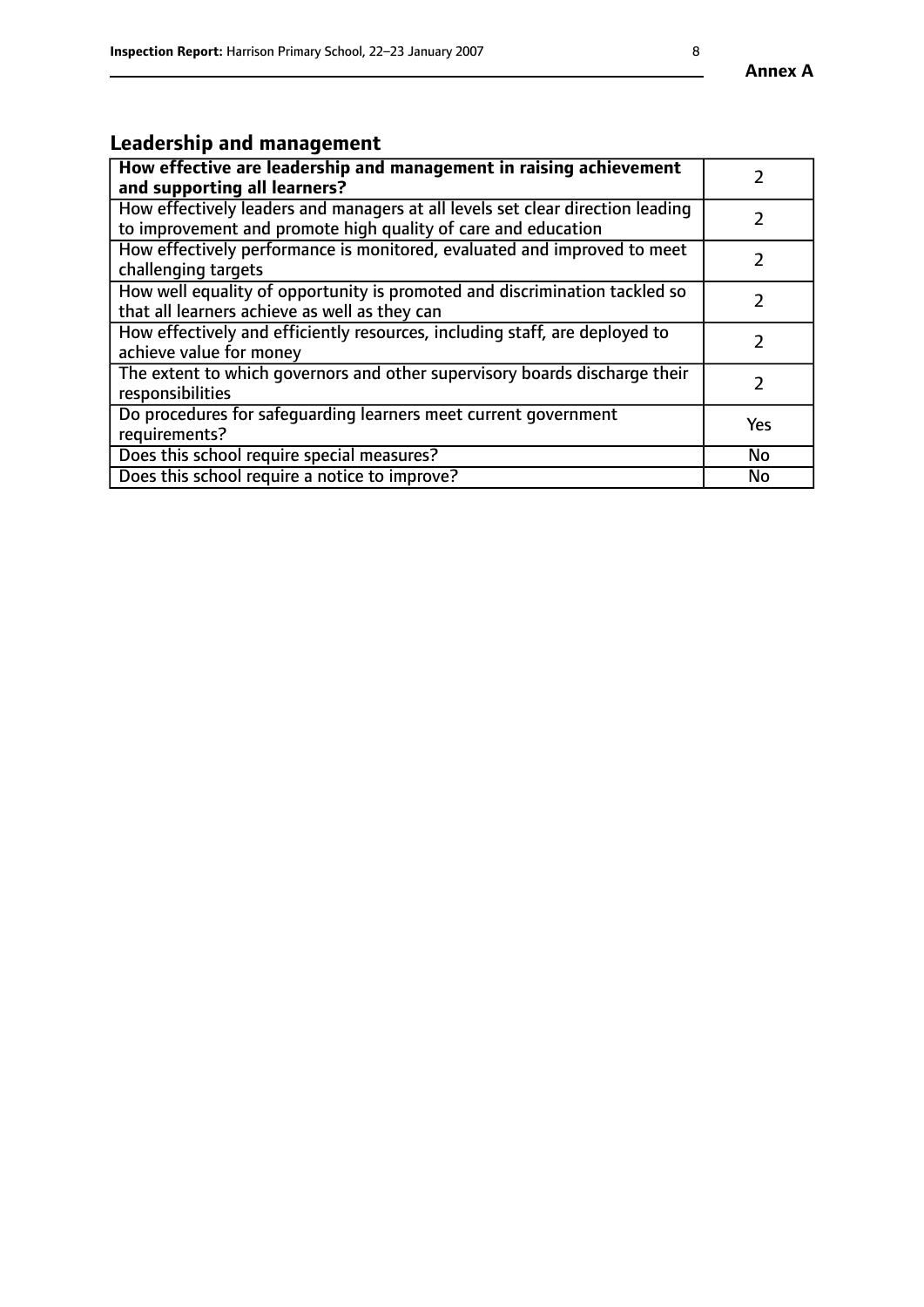**Annex A**

## Leadership and management

| **How effective are leadership and management in raising achievement and supporting all learners?** | 2 |
|---|---|
| How effectively leaders and managers at all levels set clear direction leading to improvement and promote high quality of care and education | 2 |
| How effectively performance is monitored, evaluated and improved to meet challenging targets | 2 |
| How well equality of opportunity is promoted and discrimination tackled so that all learners achieve as well as they can | 2 |
| How effectively and efficiently resources, including staff, are deployed to achieve value for money | 2 |
| The extent to which governors and other supervisory boards discharge their responsibilities | 2 |
| Do procedures for safeguarding learners meet current government requirements? | Yes |
| Does this school require special measures? | No |
| Does this school require a notice to improve? | No |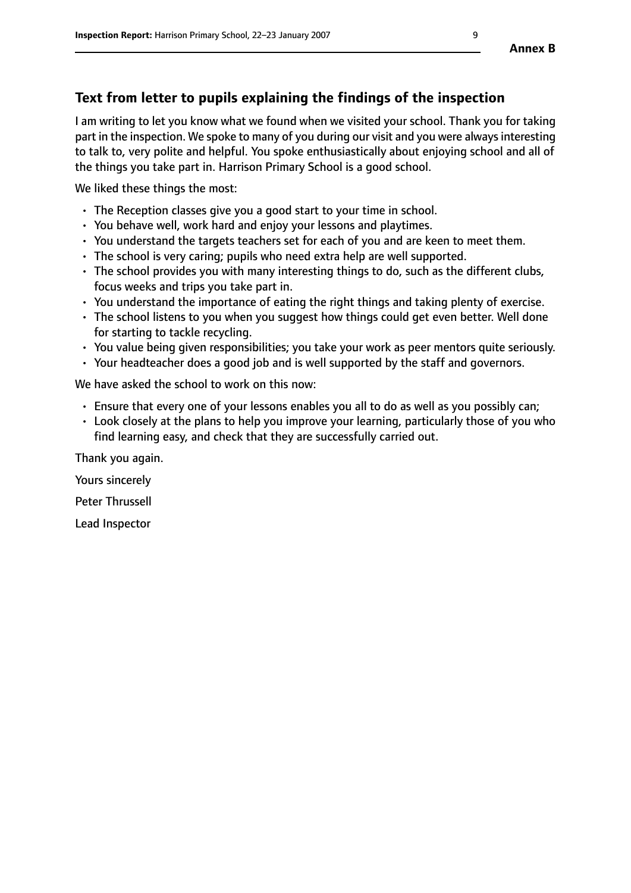## Text from letter to pupils explaining the findings of the inspection

I am writing to let you know what we found when we visited your school. Thank you for taking part in the inspection. We spoke to many of you during our visit and you were always interesting to talk to, very polite and helpful. You spoke enthusiastically about enjoying school and all of the things you take part in. Harrison Primary School is a good school.

We liked these things the most:

- The Reception classes give you a good start to your time in school.
- You behave well, work hard and enjoy your lessons and playtimes.
- You understand the targets teachers set for each of you and are keen to meet them.
- The school is very caring; pupils who need extra help are well supported.
- The school provides you with many interesting things to do, such as the different clubs, focus weeks and trips you take part in.
- You understand the importance of eating the right things and taking plenty of exercise.
- The school listens to you when you suggest how things could get even better. Well done for starting to tackle recycling.
- You value being given responsibilities; you take your work as peer mentors quite seriously.
- Your headteacher does a good job and is well supported by the staff and governors.

We have asked the school to work on this now:

- Ensure that every one of your lessons enables you all to do as well as you possibly can;
- Look closely at the plans to help you improve your learning, particularly those of you who find learning easy, and check that they are successfully carried out.

Thank you again.

Yours sincerely

Peter Thrussell

Lead Inspector